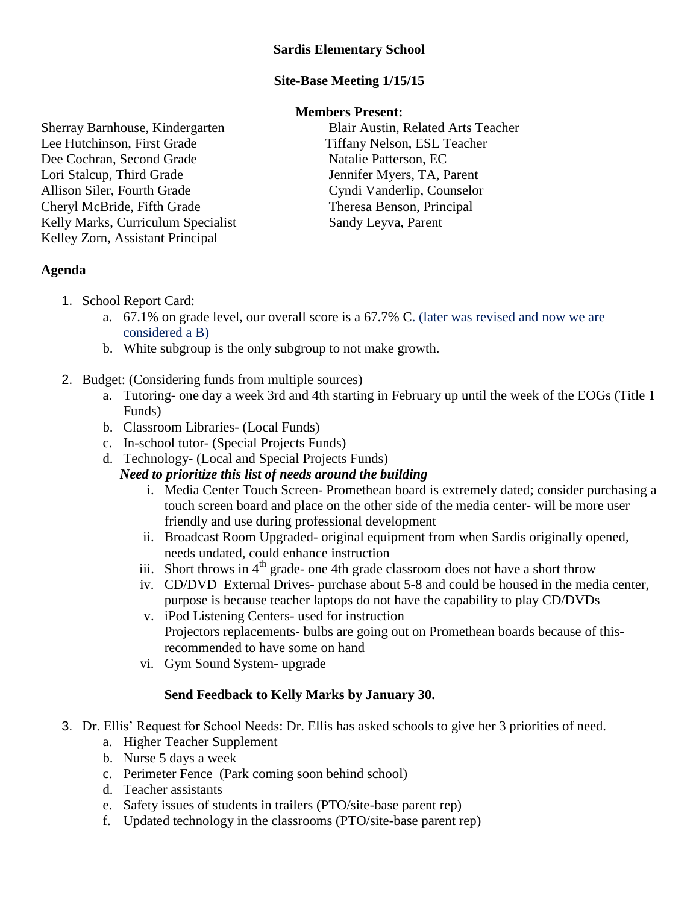# Sardis Elementary School

## Site-Base Meeting 1/15/15

**Members Present:**

Sherray Barnhouse, Kindergarten
Lee Hutchinson, First Grade
Dee Cochran, Second Grade
Lori Stalcup, Third Grade
Allison Siler, Fourth Grade
Cheryl McBride, Fifth Grade
Kelly Marks, Curriculum Specialist
Kelley Zorn, Assistant Principal
Blair Austin, Related Arts Teacher
Tiffany Nelson, ESL Teacher
Natalie Patterson, EC
Jennifer Myers, TA, Parent
Cyndi Vanderlip, Counselor
Theresa Benson, Principal
Sandy Leyva, Parent

### Agenda

1. School Report Card:
    a. 67.1% on grade level, our overall score is a 67.7% C. (later was revised and now we are considered a B)
    b. White subgroup is the only subgroup to not make growth.

2. Budget: (Considering funds from multiple sources)
    a. Tutoring- one day a week 3rd and 4th starting in February up until the week of the EOGs (Title 1 Funds)
    b. Classroom Libraries- (Local Funds)
    c. In-school tutor- (Special Projects Funds)
    d. Technology- (Local and Special Projects Funds)
    ***Need to prioritize this list of needs around the building***
        i. Media Center Touch Screen- Promethean board is extremely dated; consider purchasing a touch screen board and place on the other side of the media center- will be more user friendly and use during professional development
        ii. Broadcast Room Upgraded- original equipment from when Sardis originally opened, needs undated, could enhance instruction
        iii. Short throws in 4th grade- one 4th grade classroom does not have a short throw
        iv. CD/DVD External Drives- purchase about 5-8 and could be housed in the media center, purpose is because teacher laptops do not have the capability to play CD/DVDs
        v. iPod Listening Centers- used for instruction
        Projectors replacements- bulbs are going out on Promethean boards because of this- recommended to have some on hand
        vi. Gym Sound System- upgrade

    **Send Feedback to Kelly Marks by January 30.**

3. Dr. Ellis' Request for School Needs: Dr. Ellis has asked schools to give her 3 priorities of need.
    a. Higher Teacher Supplement
    b. Nurse 5 days a week
    c. Perimeter Fence (Park coming soon behind school)
    d. Teacher assistants
    e. Safety issues of students in trailers (PTO/site-base parent rep)
    f. Updated technology in the classrooms (PTO/site-base parent rep)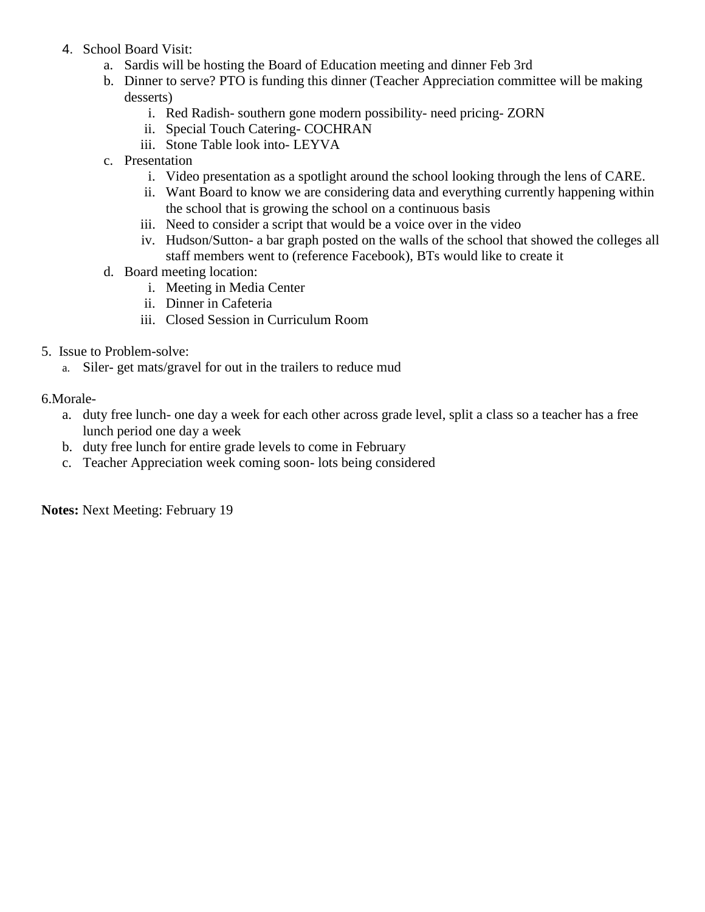4. School Board Visit:
    a. Sardis will be hosting the Board of Education meeting and dinner Feb 3rd
    b. Dinner to serve? PTO is funding this dinner (Teacher Appreciation committee will be making desserts)
        i. Red Radish- southern gone modern possibility- need pricing- ZORN
        ii. Special Touch Catering- COCHRAN
        iii. Stone Table look into- LEYVA
    c. Presentation
        i. Video presentation as a spotlight around the school looking through the lens of CARE.
        ii. Want Board to know we are considering data and everything currently happening within the school that is growing the school on a continuous basis
        iii. Need to consider a script that would be a voice over in the video
        iv. Hudson/Sutton- a bar graph posted on the walls of the school that showed the colleges all staff members went to (reference Facebook), BTs would like to create it
    d. Board meeting location:
        i. Meeting in Media Center
        ii. Dinner in Cafeteria
        iii. Closed Session in Curriculum Room

5. Issue to Problem-solve:
    a. Siler- get mats/gravel for out in the trailers to reduce mud

6.Morale-
    a. duty free lunch- one day a week for each other across grade level, split a class so a teacher has a free lunch period one day a week
    b. duty free lunch for entire grade levels to come in February
    c. Teacher Appreciation week coming soon- lots being considered

**Notes:** Next Meeting: February 19